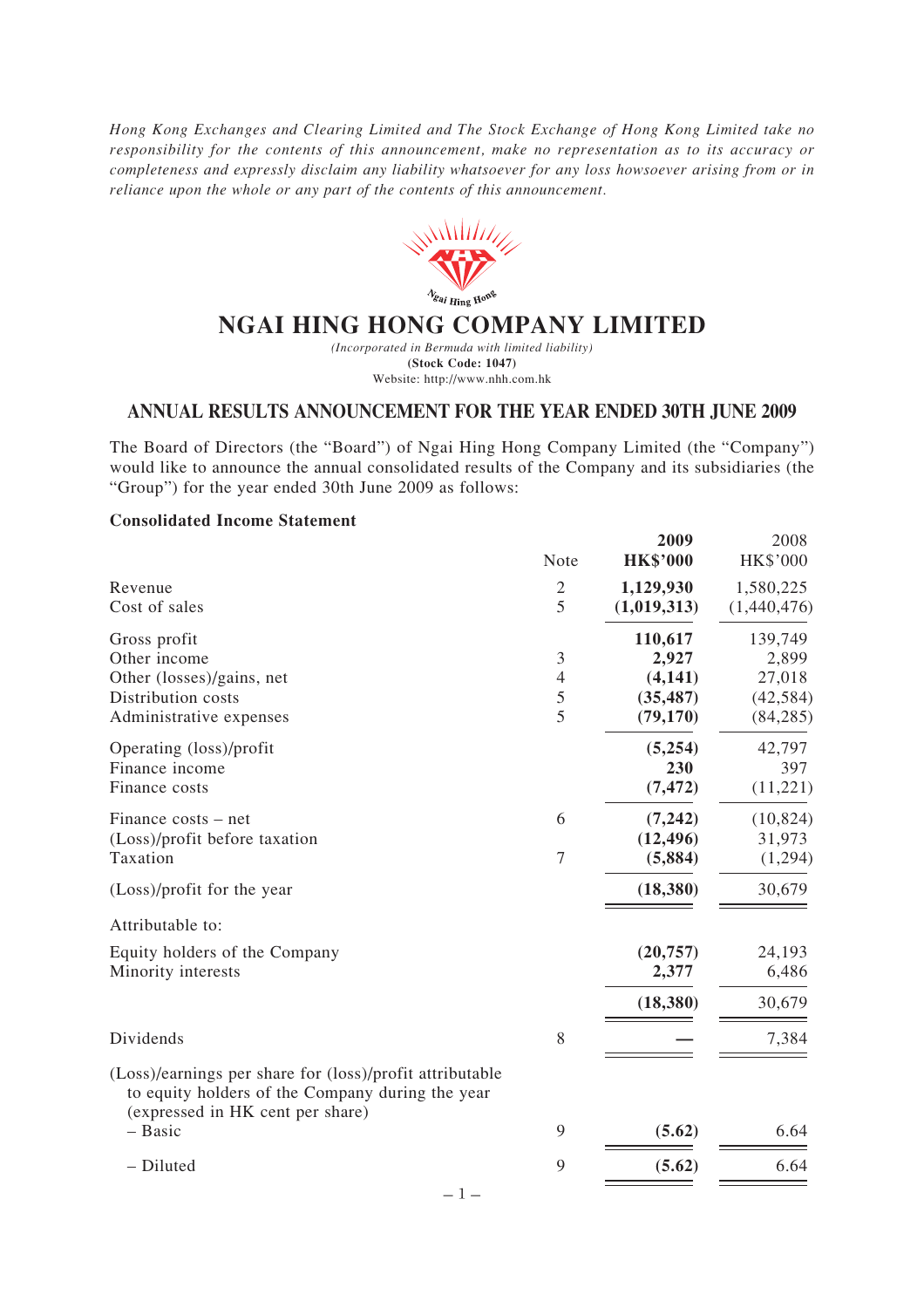*Hong Kong Exchanges and Clearing Limited and The Stock Exchange of Hong Kong Limited take no responsibility for the contents of this announcement, make no representation as to its accuracy or completeness and expressly disclaim any liability whatsoever for any loss howsoever arising from or in reliance upon the whole or any part of the contents of this announcement.*

# NGAI HING HONG COMPANY LIMITED

*(Incorporated in Bermuda with limited liability)*

**(Stock Code: 1047)**

Website: http://www.nhh.com.hk

## ANNUAL RESULTS ANNOUNCEMENT FOR THE YEAR ENDED 30TH JUNE 2009

The Board of Directors (the "Board") of Ngai Hing Hong Company Limited (the "Company") would like to announce the annual consolidated results of the Company and its subsidiaries (the "Group") for the year ended 30th June 2009 as follows:

**Consolidated Income Statement**

| | Note | **2009 HK$'000** | 2008 HK$'000 |
|---|---|---|---|
| Revenue | 2 | **1,129,930** | 1,580,225 |
| Cost of sales | 5 | **(1,019,313)** | (1,440,476) |
| Gross profit | | **110,617** | 139,749 |
| Other income | 3 | **2,927** | 2,899 |
| Other (losses)/gains, net | 4 | **(4,141)** | 27,018 |
| Distribution costs | 5 | **(35,487)** | (42,584) |
| Administrative expenses | 5 | **(79,170)** | (84,285) |
| Operating (loss)/profit | | **(5,254)** | 42,797 |
| Finance income | | **230** | 397 |
| Finance costs | | **(7,472)** | (11,221) |
| Finance costs – net | 6 | **(7,242)** | (10,824) |
| (Loss)/profit before taxation | | **(12,496)** | 31,973 |
| Taxation | 7 | **(5,884)** | (1,294) |
| (Loss)/profit for the year | | **(18,380)** | 30,679 |
| Attributable to: | | | |
| Equity holders of the Company | | **(20,757)** | 24,193 |
| Minority interests | | **2,377** | 6,486 |
| | | **(18,380)** | 30,679 |
| Dividends | 8 | **—** | 7,384 |
| (Loss)/earnings per share for (loss)/profit attributable to equity holders of the Company during the year (expressed in HK cent per share) | | | |
| – Basic | 9 | **(5.62)** | 6.64 |
| – Diluted | 9 | **(5.62)** | 6.64 |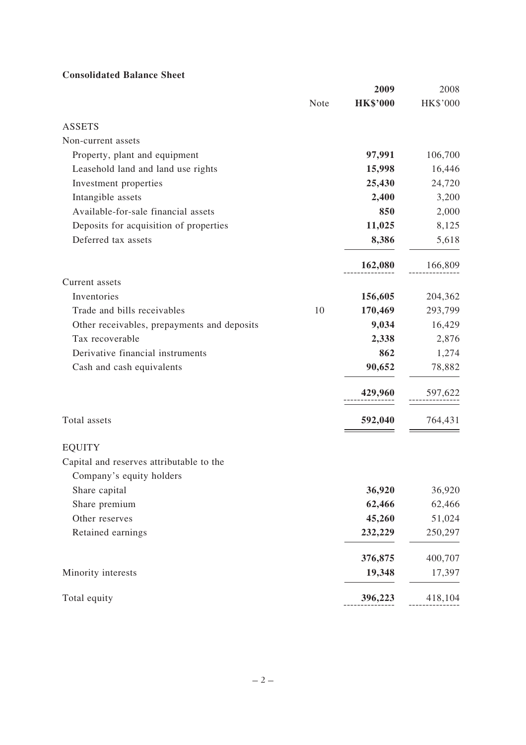**Consolidated Balance Sheet**

| | Note | 2009<br>HK$'000 | 2008<br>HK$'000 |
|---|---|---|---|
| ASSETS | | | |
| Non-current assets | | | |
| Property, plant and equipment | | **97,991** | 106,700 |
| Leasehold land and land use rights | | **15,998** | 16,446 |
| Investment properties | | **25,430** | 24,720 |
| Intangible assets | | **2,400** | 3,200 |
| Available-for-sale financial assets | | **850** | 2,000 |
| Deposits for acquisition of properties | | **11,025** | 8,125 |
| Deferred tax assets | | **8,386** | 5,618 |
| | | **162,080** | 166,809 |
| Current assets | | | |
| Inventories | | **156,605** | 204,362 |
| Trade and bills receivables | 10 | **170,469** | 293,799 |
| Other receivables, prepayments and deposits | | **9,034** | 16,429 |
| Tax recoverable | | **2,338** | 2,876 |
| Derivative financial instruments | | **862** | 1,274 |
| Cash and cash equivalents | | **90,652** | 78,882 |
| | | **429,960** | 597,622 |
| Total assets | | **592,040** | 764,431 |
| EQUITY | | | |
| Capital and reserves attributable to the Company's equity holders | | | |
| Share capital | | **36,920** | 36,920 |
| Share premium | | **62,466** | 62,466 |
| Other reserves | | **45,260** | 51,024 |
| Retained earnings | | **232,229** | 250,297 |
| | | **376,875** | 400,707 |
| Minority interests | | **19,348** | 17,397 |
| Total equity | | **396,223** | 418,104 |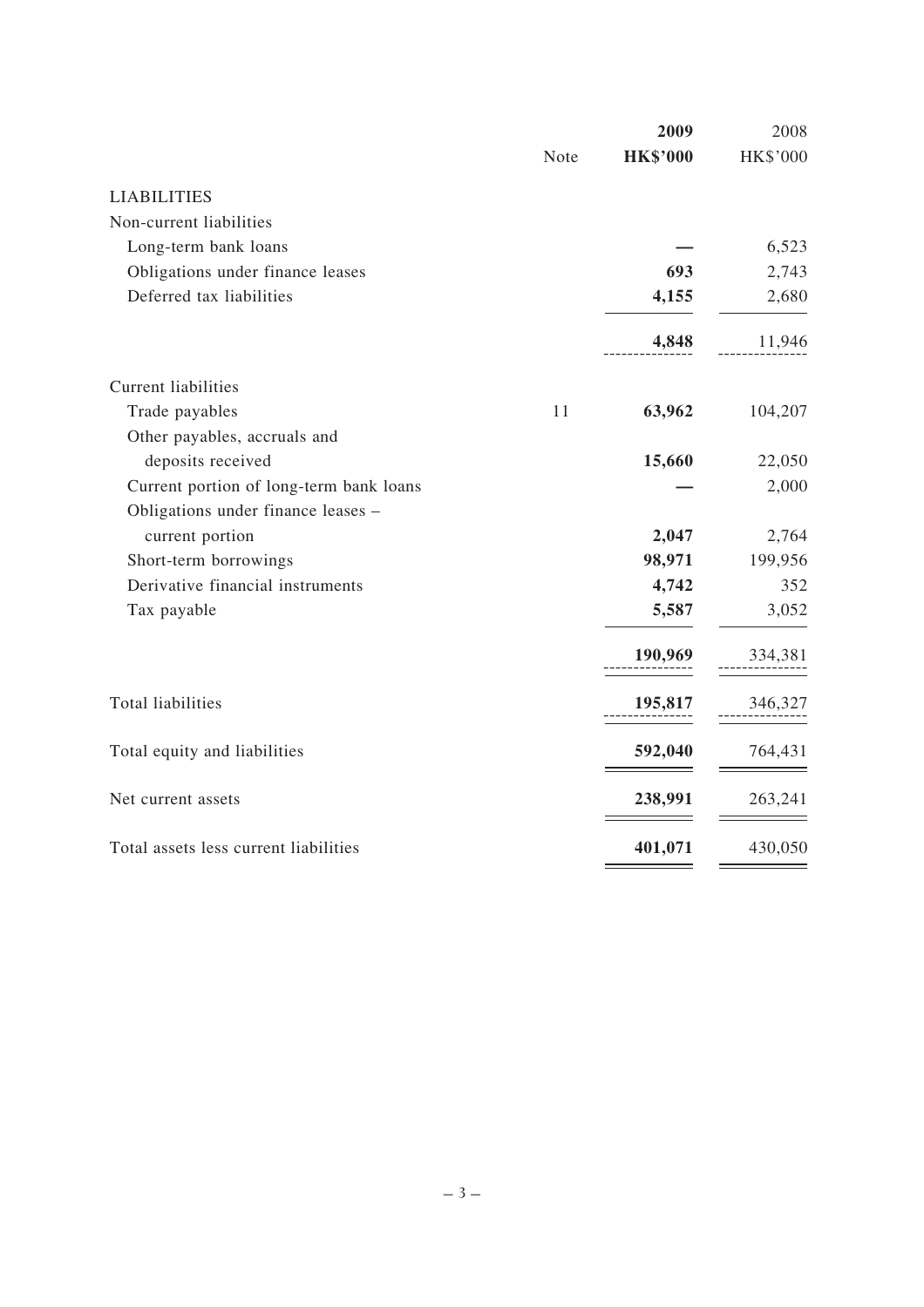| | Note | 2009<br>**HK$'000** | 2008<br>HK$'000 |
|---|---|---|---|
| **LIABILITIES** | | | |
| Non-current liabilities | | | |
| Long-term bank loans | | **—** | 6,523 |
| Obligations under finance leases | | **693** | 2,743 |
| Deferred tax liabilities | | **4,155** | 2,680 |
| | | **4,848** | 11,946 |
| Current liabilities | | | |
| Trade payables | 11 | **63,962** | 104,207 |
| Other payables, accruals and deposits received | | **15,660** | 22,050 |
| Current portion of long-term bank loans | | **—** | 2,000 |
| Obligations under finance leases – current portion | | **2,047** | 2,764 |
| Short-term borrowings | | **98,971** | 199,956 |
| Derivative financial instruments | | **4,742** | 352 |
| Tax payable | | **5,587** | 3,052 |
| | | **190,969** | 334,381 |
| Total liabilities | | **195,817** | 346,327 |
| Total equity and liabilities | | **592,040** | 764,431 |
| Net current assets | | **238,991** | 263,241 |
| Total assets less current liabilities | | **401,071** | 430,050 |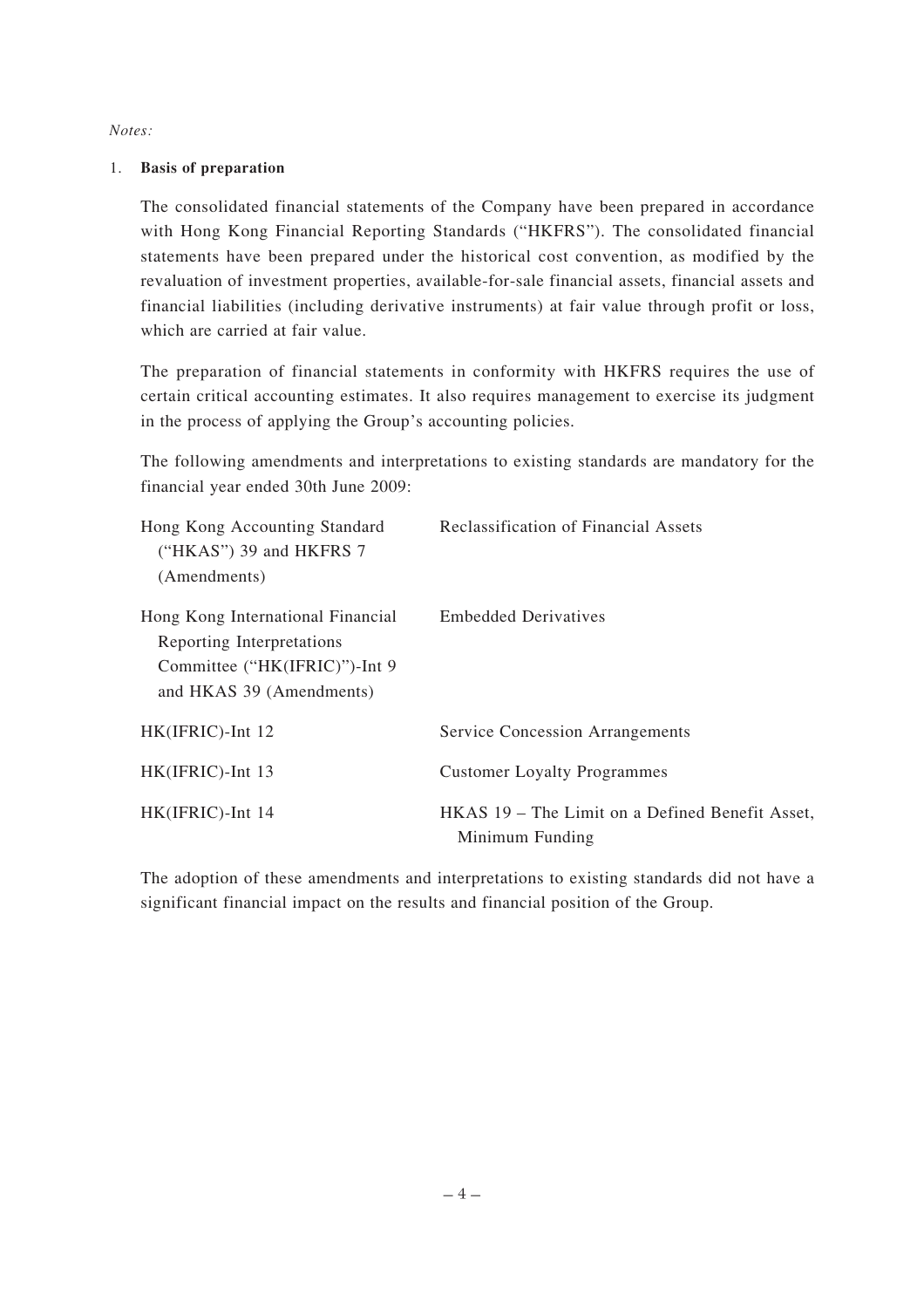*Notes:*

1. **Basis of preparation**

   The consolidated financial statements of the Company have been prepared in accordance with Hong Kong Financial Reporting Standards ("HKFRS"). The consolidated financial statements have been prepared under the historical cost convention, as modified by the revaluation of investment properties, available-for-sale financial assets, financial assets and financial liabilities (including derivative instruments) at fair value through profit or loss, which are carried at fair value.

   The preparation of financial statements in conformity with HKFRS requires the use of certain critical accounting estimates. It also requires management to exercise its judgment in the process of applying the Group's accounting policies.

   The following amendments and interpretations to existing standards are mandatory for the financial year ended 30th June 2009:

| | |
|---|---|
| Hong Kong Accounting Standard ("HKAS") 39 and HKFRS 7 (Amendments) | Reclassification of Financial Assets |
| Hong Kong International Financial Reporting Interpretations Committee ("HK(IFRIC)")-Int 9 and HKAS 39 (Amendments) | Embedded Derivatives |
| HK(IFRIC)-Int 12 | Service Concession Arrangements |
| HK(IFRIC)-Int 13 | Customer Loyalty Programmes |
| HK(IFRIC)-Int 14 | HKAS 19 – The Limit on a Defined Benefit Asset, Minimum Funding |

   The adoption of these amendments and interpretations to existing standards did not have a significant financial impact on the results and financial position of the Group.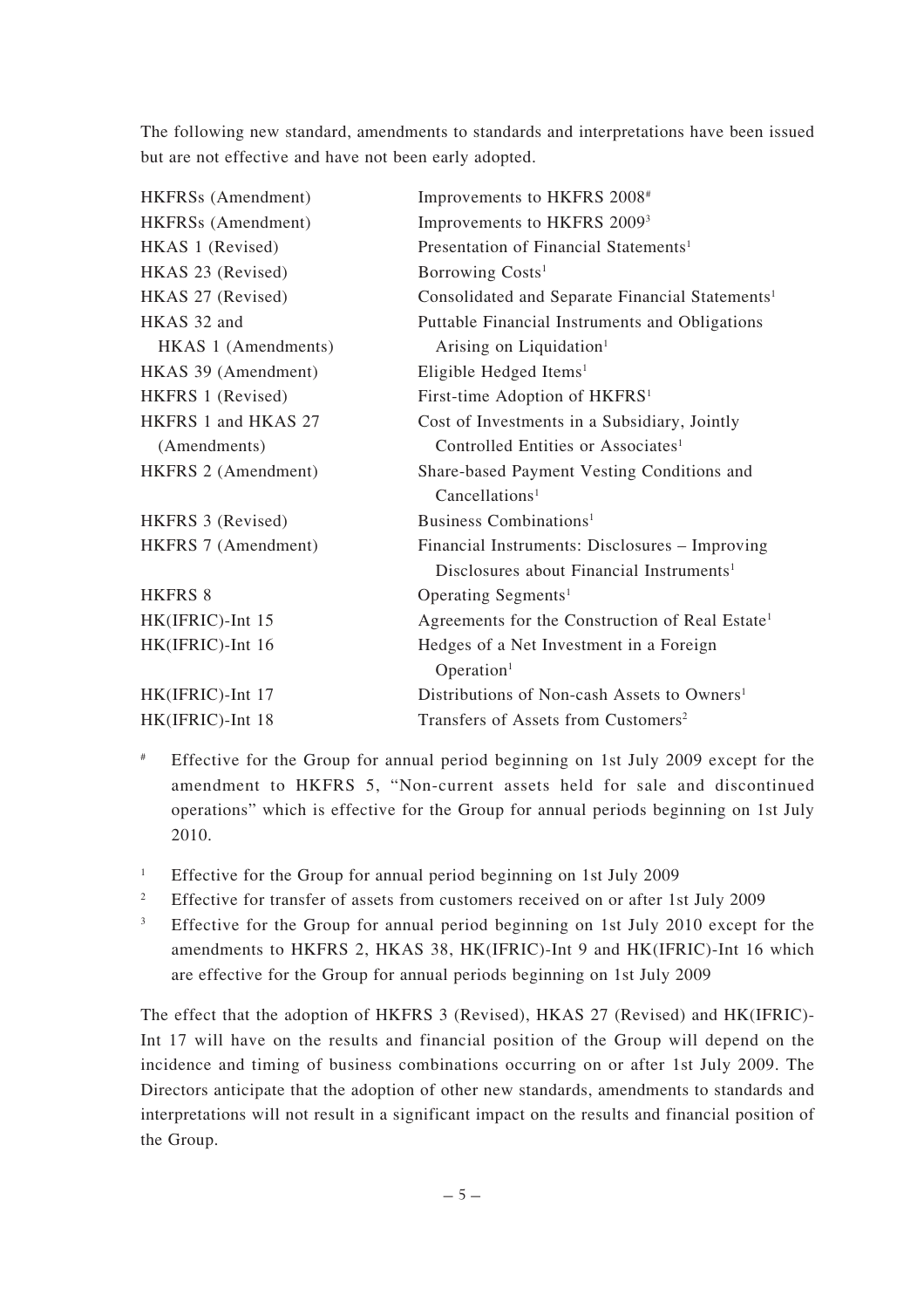The following new standard, amendments to standards and interpretations have been issued but are not effective and have not been early adopted.

| | |
|---|---|
| HKFRSs (Amendment) | Improvements to HKFRS 2008[#] |
| HKFRSs (Amendment) | Improvements to HKFRS 2009[3] |
| HKAS 1 (Revised) | Presentation of Financial Statements[1] |
| HKAS 23 (Revised) | Borrowing Costs[1] |
| HKAS 27 (Revised) | Consolidated and Separate Financial Statements[1] |
| HKAS 32 and HKAS 1 (Amendments) | Puttable Financial Instruments and Obligations Arising on Liquidation[1] |
| HKAS 39 (Amendment) | Eligible Hedged Items[1] |
| HKFRS 1 (Revised) | First-time Adoption of HKFRS[1] |
| HKFRS 1 and HKAS 27 (Amendments) | Cost of Investments in a Subsidiary, Jointly Controlled Entities or Associates[1] |
| HKFRS 2 (Amendment) | Share-based Payment Vesting Conditions and Cancellations[1] |
| HKFRS 3 (Revised) | Business Combinations[1] |
| HKFRS 7 (Amendment) | Financial Instruments: Disclosures – Improving Disclosures about Financial Instruments[1] |
| HKFRS 8 | Operating Segments[1] |
| HK(IFRIC)-Int 15 | Agreements for the Construction of Real Estate[1] |
| HK(IFRIC)-Int 16 | Hedges of a Net Investment in a Foreign Operation[1] |
| HK(IFRIC)-Int 17 | Distributions of Non-cash Assets to Owners[1] |
| HK(IFRIC)-Int 18 | Transfers of Assets from Customers[2] |

[#] Effective for the Group for annual period beginning on 1st July 2009 except for the amendment to HKFRS 5, "Non-current assets held for sale and discontinued operations" which is effective for the Group for annual periods beginning on 1st July 2010.

[1] Effective for the Group for annual period beginning on 1st July 2009

[2] Effective for transfer of assets from customers received on or after 1st July 2009

[3] Effective for the Group for annual period beginning on 1st July 2010 except for the amendments to HKFRS 2, HKAS 38, HK(IFRIC)-Int 9 and HK(IFRIC)-Int 16 which are effective for the Group for annual periods beginning on 1st July 2009

The effect that the adoption of HKFRS 3 (Revised), HKAS 27 (Revised) and HK(IFRIC)-Int 17 will have on the results and financial position of the Group will depend on the incidence and timing of business combinations occurring on or after 1st July 2009. The Directors anticipate that the adoption of other new standards, amendments to standards and interpretations will not result in a significant impact on the results and financial position of the Group.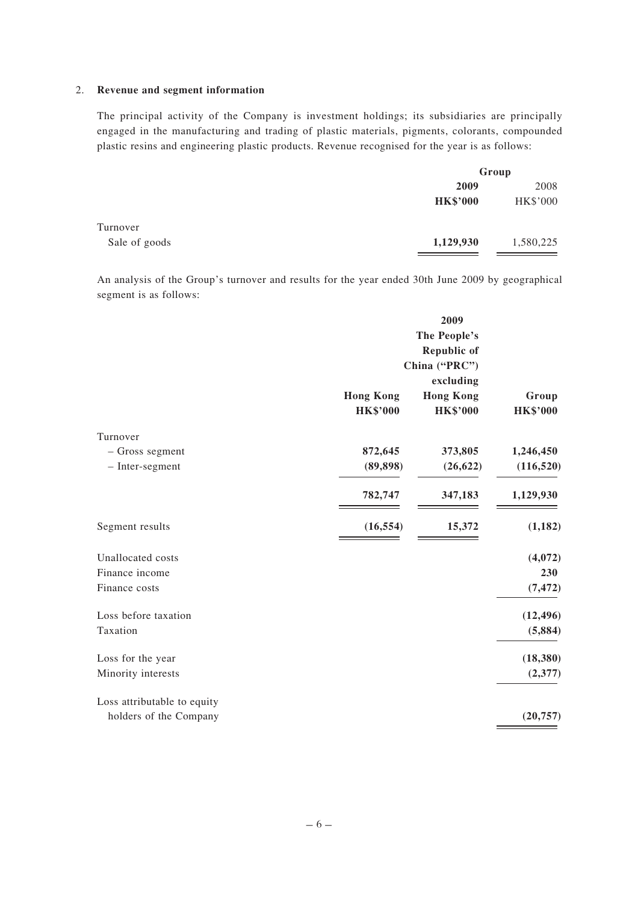2. **Revenue and segment information**

The principal activity of the Company is investment holdings; its subsidiaries are principally engaged in the manufacturing and trading of plastic materials, pigments, colorants, compounded plastic resins and engineering plastic products. Revenue recognised for the year is as follows:

| | Group | |
|---|---|---|
| | **2009** | 2008 |
| | **HK$'000** | HK$'000 |
| Turnover | | |
| Sale of goods | **1,129,930** | 1,580,225 |

An analysis of the Group's turnover and results for the year ended 30th June 2009 by geographical segment is as follows:

| | | **2009** | |
|---|---|---|---|
| | **Hong Kong** | **The People's Republic of China ("PRC") excluding Hong Kong** | **Group** |
| | **HK$'000** | **HK$'000** | **HK$'000** |
| Turnover | | | |
| – Gross segment | **872,645** | **373,805** | **1,246,450** |
| – Inter-segment | **(89,898)** | **(26,622)** | **(116,520)** |
| | **782,747** | **347,183** | **1,129,930** |
| Segment results | **(16,554)** | **15,372** | **(1,182)** |
| Unallocated costs | | | **(4,072)** |
| Finance income | | | **230** |
| Finance costs | | | **(7,472)** |
| Loss before taxation | | | **(12,496)** |
| Taxation | | | **(5,884)** |
| Loss for the year | | | **(18,380)** |
| Minority interests | | | **(2,377)** |
| Loss attributable to equity holders of the Company | | | **(20,757)** |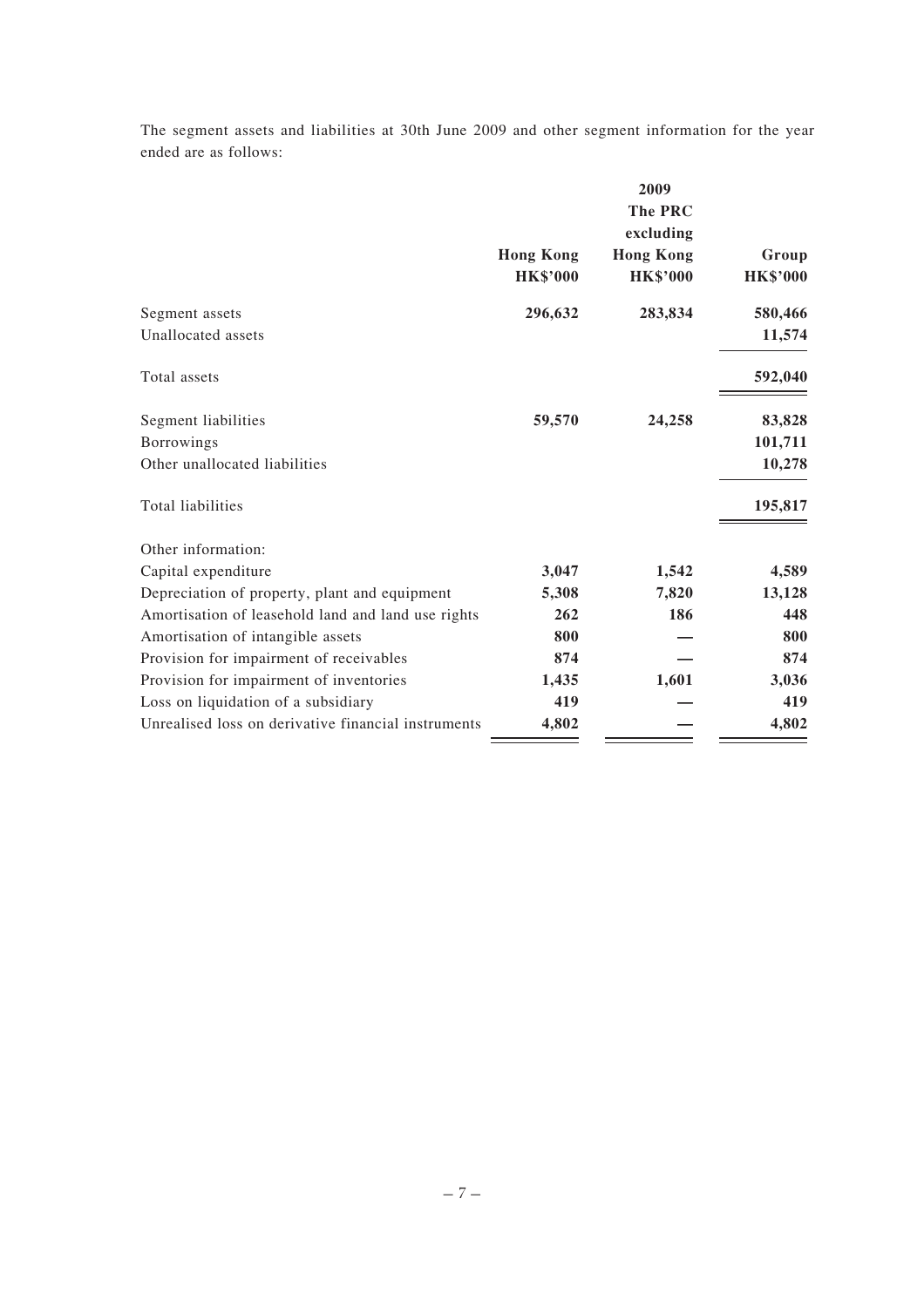The segment assets and liabilities at 30th June 2009 and other segment information for the year ended are as follows:

| | 2009 | | |
|---|---|---|---|
| | **Hong Kong** | **The PRC excluding Hong Kong** | **Group** |
| | **HK$'000** | **HK$'000** | **HK$'000** |
| Segment assets | **296,632** | **283,834** | **580,466** |
| Unallocated assets | | | **11,574** |
| Total assets | | | **592,040** |
| Segment liabilities | **59,570** | **24,258** | **83,828** |
| Borrowings | | | **101,711** |
| Other unallocated liabilities | | | **10,278** |
| Total liabilities | | | **195,817** |
| Other information: | | | |
| Capital expenditure | **3,047** | **1,542** | **4,589** |
| Depreciation of property, plant and equipment | **5,308** | **7,820** | **13,128** |
| Amortisation of leasehold land and land use rights | **262** | **186** | **448** |
| Amortisation of intangible assets | **800** | **—** | **800** |
| Provision for impairment of receivables | **874** | **—** | **874** |
| Provision for impairment of inventories | **1,435** | **1,601** | **3,036** |
| Loss on liquidation of a subsidiary | **419** | **—** | **419** |
| Unrealised loss on derivative financial instruments | **4,802** | **—** | **4,802** |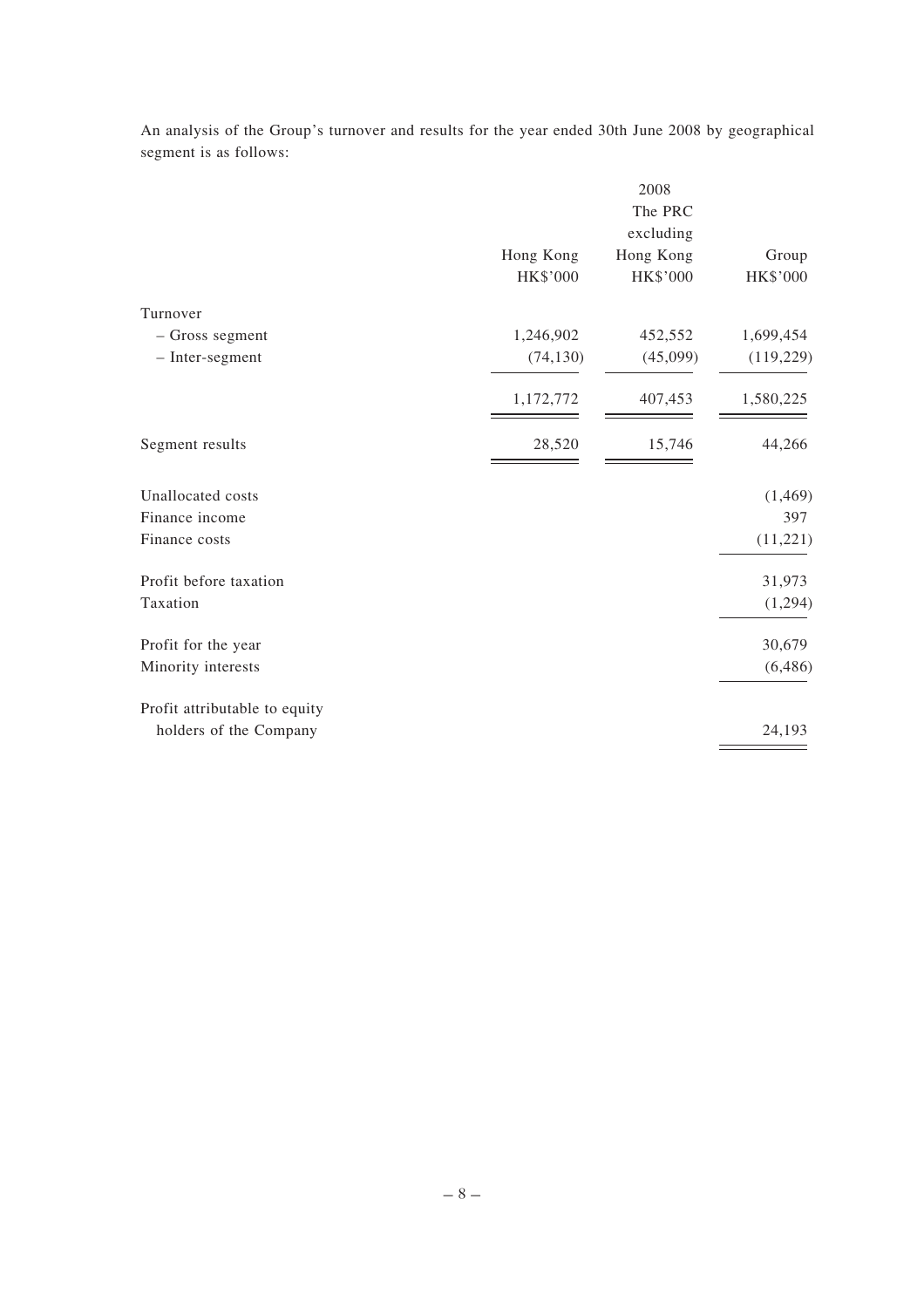An analysis of the Group's turnover and results for the year ended 30th June 2008 by geographical segment is as follows:

| | 2008 | | |
|---|---|---|---|
| | Hong Kong | The PRC excluding Hong Kong | Group |
| | HK$'000 | HK$'000 | HK$'000 |
| Turnover | | | |
| – Gross segment | 1,246,902 | 452,552 | 1,699,454 |
| – Inter-segment | (74,130) | (45,099) | (119,229) |
| | 1,172,772 | 407,453 | 1,580,225 |
| Segment results | 28,520 | 15,746 | 44,266 |
| Unallocated costs | | | (1,469) |
| Finance income | | | 397 |
| Finance costs | | | (11,221) |
| Profit before taxation | | | 31,973 |
| Taxation | | | (1,294) |
| Profit for the year | | | 30,679 |
| Minority interests | | | (6,486) |
| Profit attributable to equity holders of the Company | | | 24,193 |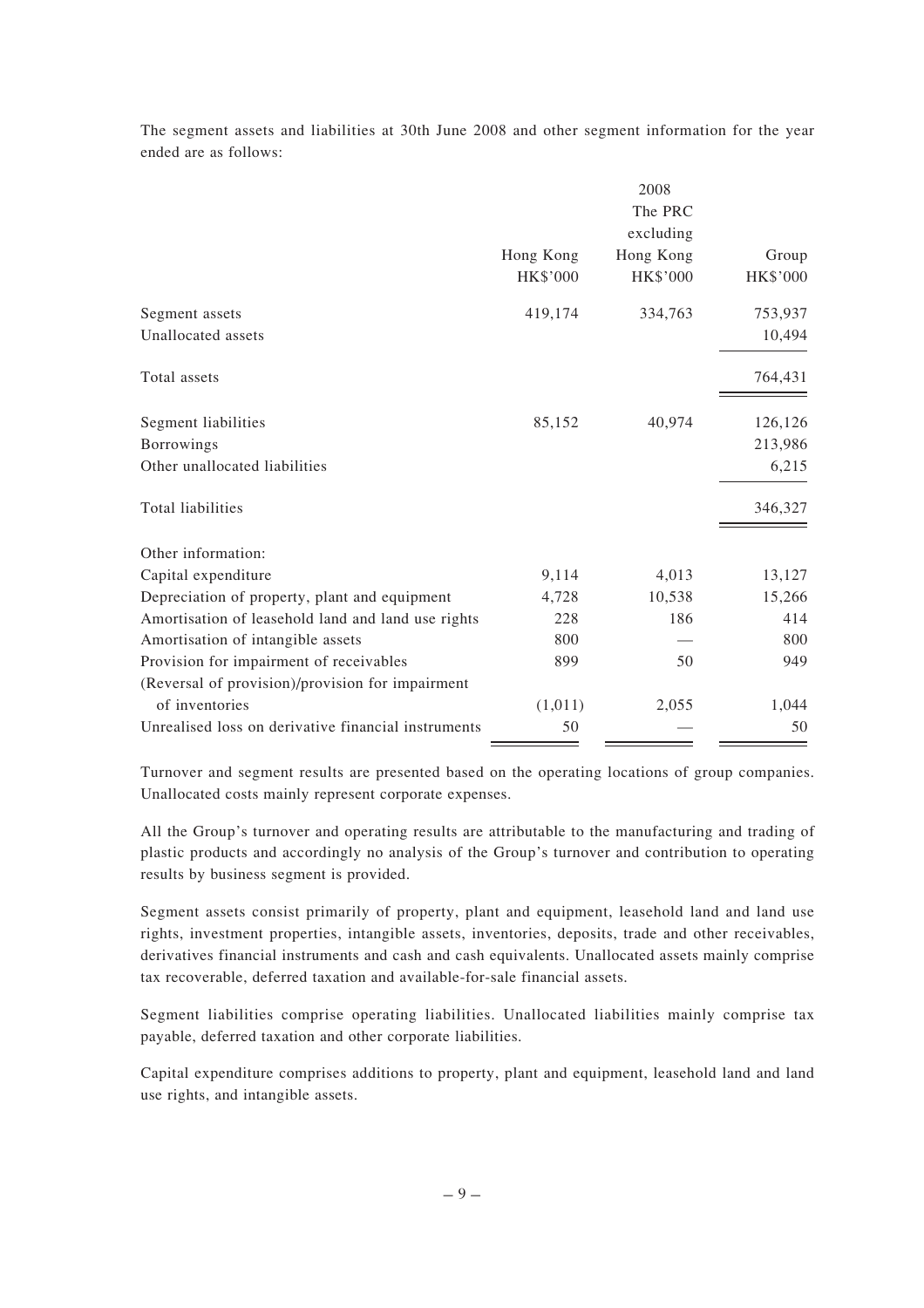The segment assets and liabilities at 30th June 2008 and other segment information for the year ended are as follows:

| | 2008 | | |
|---|---|---|---|
| | Hong Kong | The PRC excluding Hong Kong | Group |
| | HK$'000 | HK$'000 | HK$'000 |
| Segment assets | 419,174 | 334,763 | 753,937 |
| Unallocated assets | | | 10,494 |
| Total assets | | | 764,431 |
| Segment liabilities | 85,152 | 40,974 | 126,126 |
| Borrowings | | | 213,986 |
| Other unallocated liabilities | | | 6,215 |
| Total liabilities | | | 346,327 |
| Other information: | | | |
| Capital expenditure | 9,114 | 4,013 | 13,127 |
| Depreciation of property, plant and equipment | 4,728 | 10,538 | 15,266 |
| Amortisation of leasehold land and land use rights | 228 | 186 | 414 |
| Amortisation of intangible assets | 800 | — | 800 |
| Provision for impairment of receivables | 899 | 50 | 949 |
| (Reversal of provision)/provision for impairment of inventories | (1,011) | 2,055 | 1,044 |
| Unrealised loss on derivative financial instruments | 50 | — | 50 |

Turnover and segment results are presented based on the operating locations of group companies. Unallocated costs mainly represent corporate expenses.

All the Group's turnover and operating results are attributable to the manufacturing and trading of plastic products and accordingly no analysis of the Group's turnover and contribution to operating results by business segment is provided.

Segment assets consist primarily of property, plant and equipment, leasehold land and land use rights, investment properties, intangible assets, inventories, deposits, trade and other receivables, derivatives financial instruments and cash and cash equivalents. Unallocated assets mainly comprise tax recoverable, deferred taxation and available-for-sale financial assets.

Segment liabilities comprise operating liabilities. Unallocated liabilities mainly comprise tax payable, deferred taxation and other corporate liabilities.

Capital expenditure comprises additions to property, plant and equipment, leasehold land and land use rights, and intangible assets.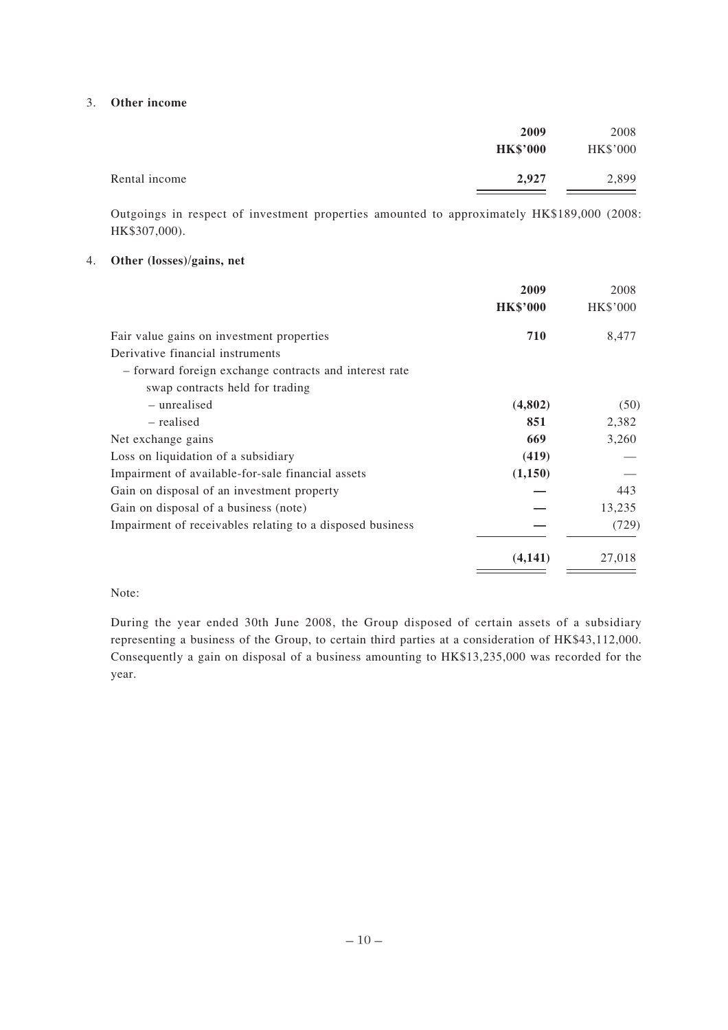### 3. Other income

| | 2009 | 2008 |
|---|---|---|
| | HK$'000 | HK$'000 |
| Rental income | **2,927** | 2,899 |

Outgoings in respect of investment properties amounted to approximately HK$189,000 (2008: HK$307,000).

### 4. Other (losses)/gains, net

| | 2009 | 2008 |
|---|---|---|
| | HK$'000 | HK$'000 |
| Fair value gains on investment properties | **710** | 8,477 |
| Derivative financial instruments | | |
| – forward foreign exchange contracts and interest rate swap contracts held for trading | | |
| – unrealised | **(4,802)** | (50) |
| – realised | **851** | 2,382 |
| Net exchange gains | **669** | 3,260 |
| Loss on liquidation of a subsidiary | **(419)** | — |
| Impairment of available-for-sale financial assets | **(1,150)** | — |
| Gain on disposal of an investment property | **—** | 443 |
| Gain on disposal of a business (note) | **—** | 13,235 |
| Impairment of receivables relating to a disposed business | **—** | (729) |
| | **(4,141)** | 27,018 |

Note:

During the year ended 30th June 2008, the Group disposed of certain assets of a subsidiary representing a business of the Group, to certain third parties at a consideration of HK$43,112,000. Consequently a gain on disposal of a business amounting to HK$13,235,000 was recorded for the year.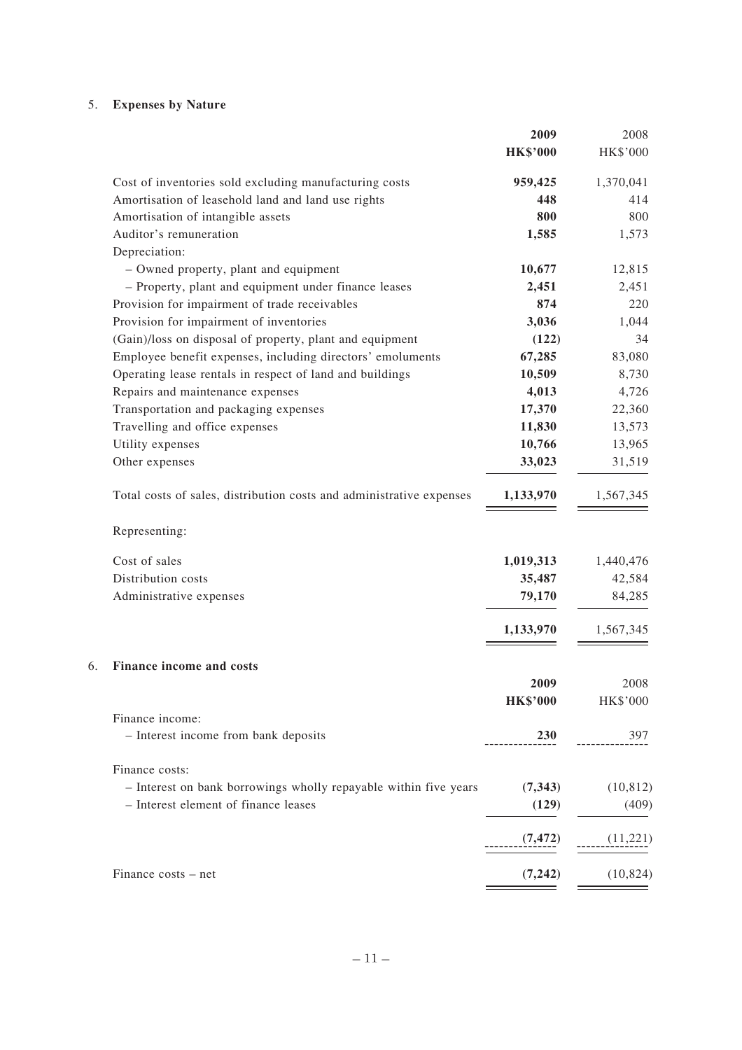## 5. Expenses by Nature

| | 2009 | 2008 |
|---|---|---|
| | **HK$'000** | HK$'000 |
| Cost of inventories sold excluding manufacturing costs | **959,425** | 1,370,041 |
| Amortisation of leasehold land and land use rights | **448** | 414 |
| Amortisation of intangible assets | **800** | 800 |
| Auditor's remuneration | **1,585** | 1,573 |
| Depreciation: | | |
| – Owned property, plant and equipment | **10,677** | 12,815 |
| – Property, plant and equipment under finance leases | **2,451** | 2,451 |
| Provision for impairment of trade receivables | **874** | 220 |
| Provision for impairment of inventories | **3,036** | 1,044 |
| (Gain)/loss on disposal of property, plant and equipment | **(122)** | 34 |
| Employee benefit expenses, including directors' emoluments | **67,285** | 83,080 |
| Operating lease rentals in respect of land and buildings | **10,509** | 8,730 |
| Repairs and maintenance expenses | **4,013** | 4,726 |
| Transportation and packaging expenses | **17,370** | 22,360 |
| Travelling and office expenses | **11,830** | 13,573 |
| Utility expenses | **10,766** | 13,965 |
| Other expenses | **33,023** | 31,519 |
| Total costs of sales, distribution costs and administrative expenses | **1,133,970** | 1,567,345 |
| Representing: | | |
| Cost of sales | **1,019,313** | 1,440,476 |
| Distribution costs | **35,487** | 42,584 |
| Administrative expenses | **79,170** | 84,285 |
| | **1,133,970** | 1,567,345 |

## 6. Finance income and costs

| | 2009 | 2008 |
|---|---|---|
| | **HK$'000** | HK$'000 |
| Finance income: | | |
| – Interest income from bank deposits | **230** | 397 |
| Finance costs: | | |
| – Interest on bank borrowings wholly repayable within five years | **(7,343)** | (10,812) |
| – Interest element of finance leases | **(129)** | (409) |
| | **(7,472)** | (11,221) |
| Finance costs – net | **(7,242)** | (10,824) |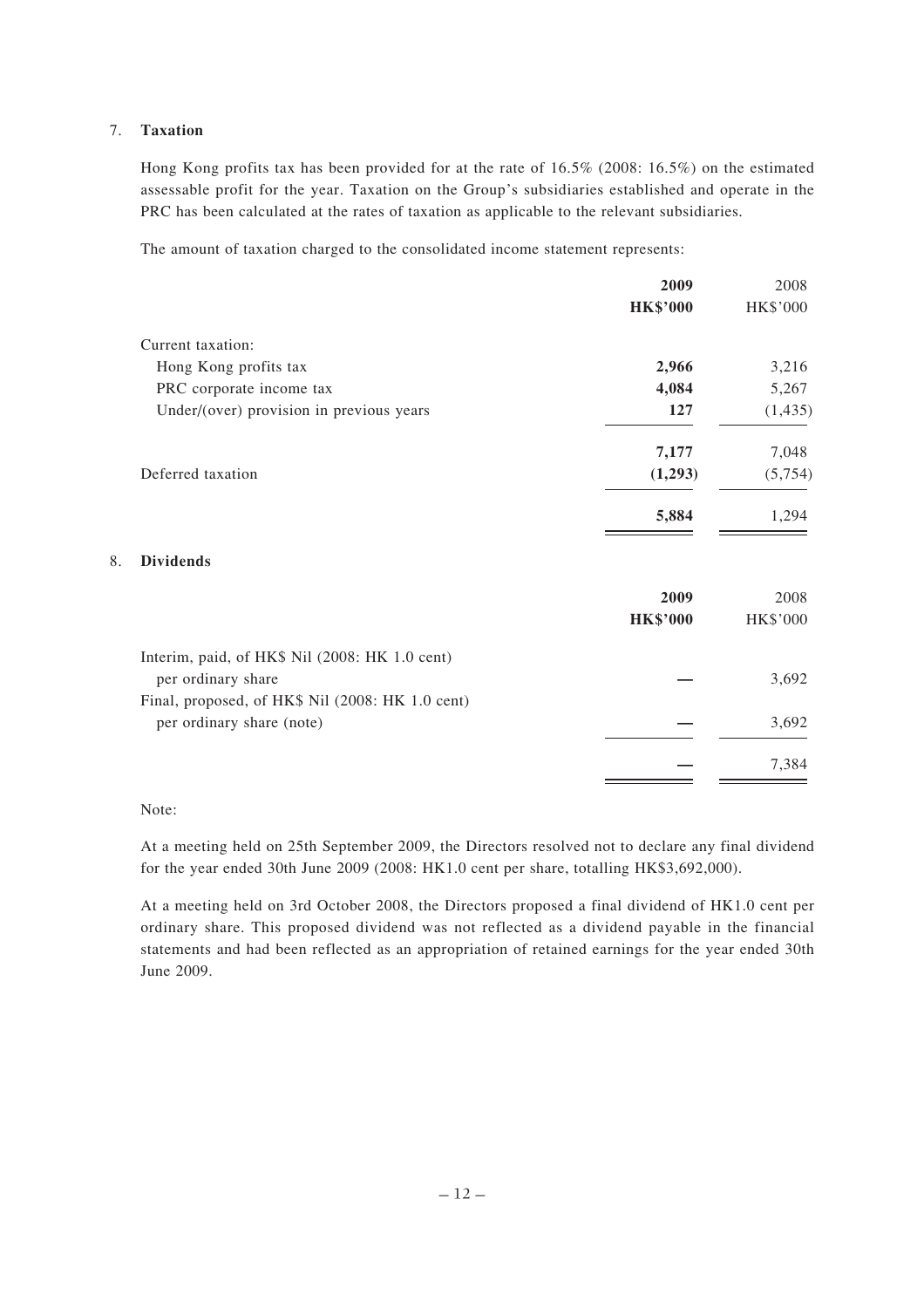## 7. Taxation

Hong Kong profits tax has been provided for at the rate of 16.5% (2008: 16.5%) on the estimated assessable profit for the year. Taxation on the Group's subsidiaries established and operate in the PRC has been calculated at the rates of taxation as applicable to the relevant subsidiaries.

The amount of taxation charged to the consolidated income statement represents:

| | **2009** | 2008 |
|---|---|---|
| | **HK$'000** | HK$'000 |
| Current taxation: | | |
| Hong Kong profits tax | **2,966** | 3,216 |
| PRC corporate income tax | **4,084** | 5,267 |
| Under/(over) provision in previous years | **127** | (1,435) |
| | **7,177** | 7,048 |
| Deferred taxation | **(1,293)** | (5,754) |
| | **5,884** | 1,294 |

## 8. Dividends

| | **2009** | 2008 |
|---|---|---|
| | **HK$'000** | HK$'000 |
| Interim, paid, of HK$ Nil (2008: HK 1.0 cent) per ordinary share | **—** | 3,692 |
| Final, proposed, of HK$ Nil (2008: HK 1.0 cent) per ordinary share (note) | **—** | 3,692 |
| | **—** | 7,384 |

Note:

At a meeting held on 25th September 2009, the Directors resolved not to declare any final dividend for the year ended 30th June 2009 (2008: HK1.0 cent per share, totalling HK$3,692,000).

At a meeting held on 3rd October 2008, the Directors proposed a final dividend of HK1.0 cent per ordinary share. This proposed dividend was not reflected as a dividend payable in the financial statements and had been reflected as an appropriation of retained earnings for the year ended 30th June 2009.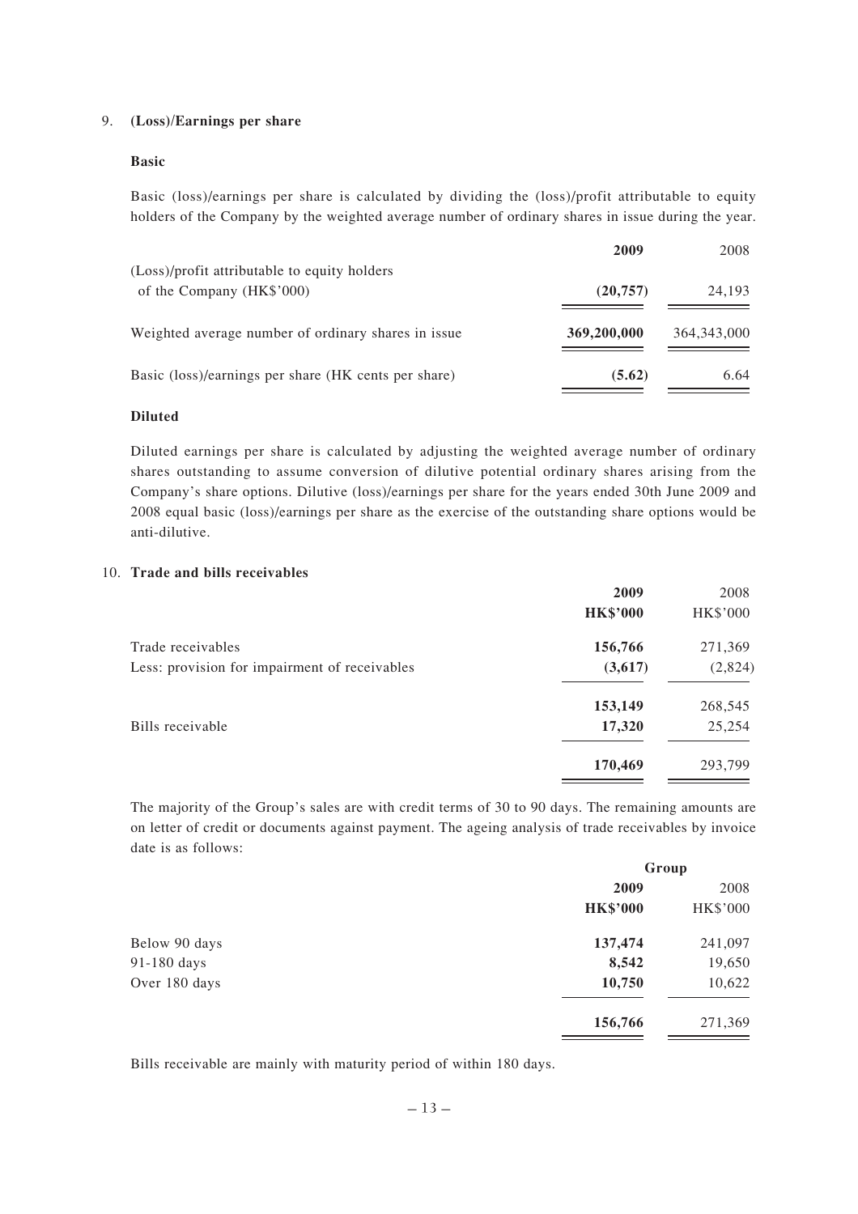## 9. (Loss)/Earnings per share

### Basic

Basic (loss)/earnings per share is calculated by dividing the (loss)/profit attributable to equity holders of the Company by the weighted average number of ordinary shares in issue during the year.

| | **2009** | 2008 |
|---|---|---|
| (Loss)/profit attributable to equity holders of the Company (HK$'000) | **(20,757)** | 24,193 |
| Weighted average number of ordinary shares in issue | **369,200,000** | 364,343,000 |
| Basic (loss)/earnings per share (HK cents per share) | **(5.62)** | 6.64 |

### Diluted

Diluted earnings per share is calculated by adjusting the weighted average number of ordinary shares outstanding to assume conversion of dilutive potential ordinary shares arising from the Company's share options. Dilutive (loss)/earnings per share for the years ended 30th June 2009 and 2008 equal basic (loss)/earnings per share as the exercise of the outstanding share options would be anti-dilutive.

## 10. Trade and bills receivables

| | **2009** | 2008 |
|---|---|---|
| | **HK$'000** | HK$'000 |
| Trade receivables | **156,766** | 271,369 |
| Less: provision for impairment of receivables | **(3,617)** | (2,824) |
| | **153,149** | 268,545 |
| Bills receivable | **17,320** | 25,254 |
| | **170,469** | 293,799 |

The majority of the Group's sales are with credit terms of 30 to 90 days. The remaining amounts are on letter of credit or documents against payment. The ageing analysis of trade receivables by invoice date is as follows:

| | **Group** | |
|---|---|---|
| | **2009** | 2008 |
| | **HK$'000** | HK$'000 |
| Below 90 days | **137,474** | 241,097 |
| 91-180 days | **8,542** | 19,650 |
| Over 180 days | **10,750** | 10,622 |
| | **156,766** | 271,369 |

Bills receivable are mainly with maturity period of within 180 days.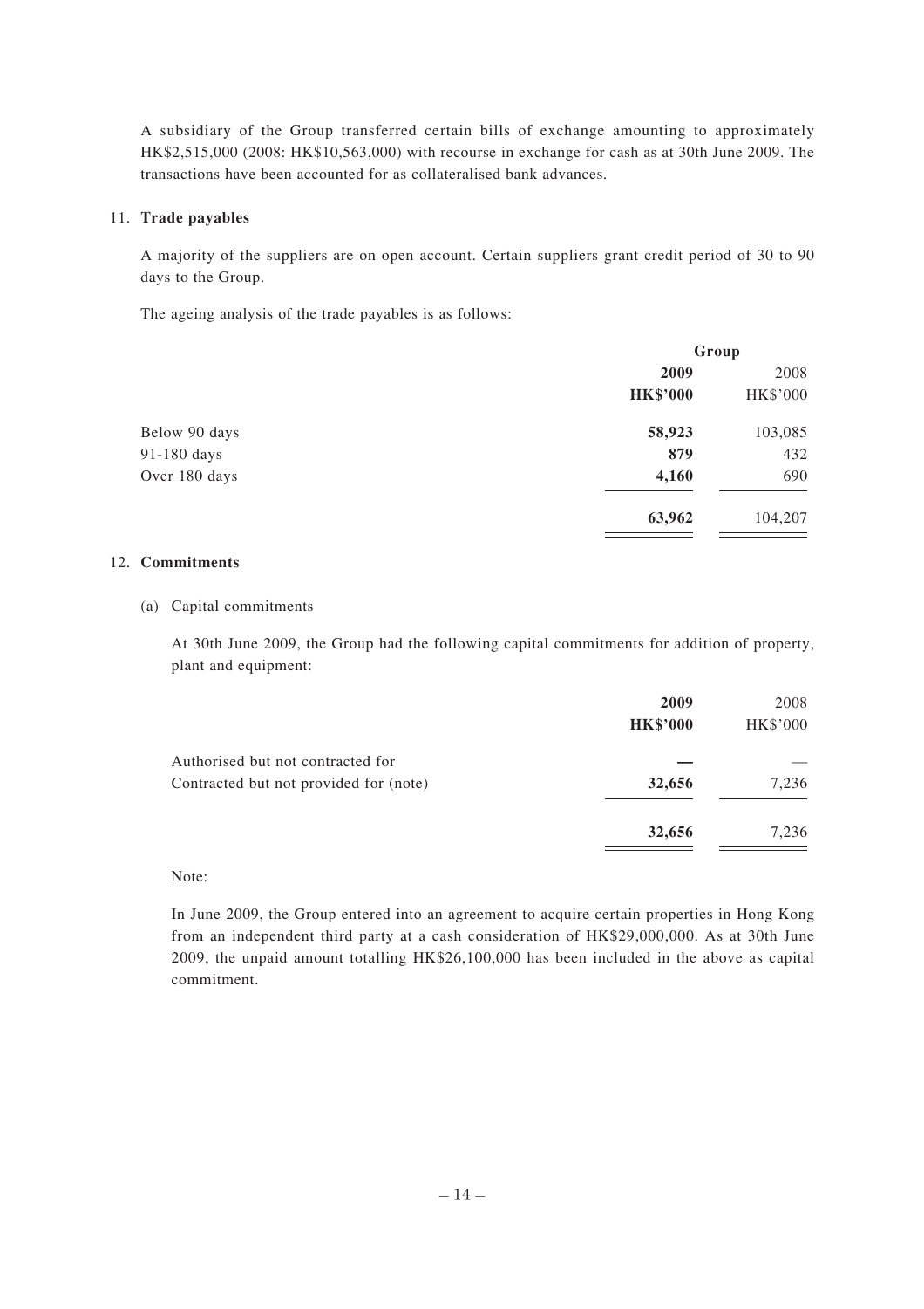A subsidiary of the Group transferred certain bills of exchange amounting to approximately HK$2,515,000 (2008: HK$10,563,000) with recourse in exchange for cash as at 30th June 2009. The transactions have been accounted for as collateralised bank advances.

11. **Trade payables**

A majority of the suppliers are on open account. Certain suppliers grant credit period of 30 to 90 days to the Group.

The ageing analysis of the trade payables is as follows:

| | Group | |
|---|---|---|
| | **2009** | 2008 |
| | **HK$'000** | HK$'000 |
| Below 90 days | **58,923** | 103,085 |
| 91-180 days | **879** | 432 |
| Over 180 days | **4,160** | 690 |
| | **63,962** | 104,207 |

12. **Commitments**

(a) Capital commitments

At 30th June 2009, the Group had the following capital commitments for addition of property, plant and equipment:

| | **2009** | 2008 |
|---|---|---|
| | **HK$'000** | HK$'000 |
| Authorised but not contracted for | **—** | — |
| Contracted but not provided for (note) | **32,656** | 7,236 |
| | **32,656** | 7,236 |

Note:

In June 2009, the Group entered into an agreement to acquire certain properties in Hong Kong from an independent third party at a cash consideration of HK$29,000,000. As at 30th June 2009, the unpaid amount totalling HK$26,100,000 has been included in the above as capital commitment.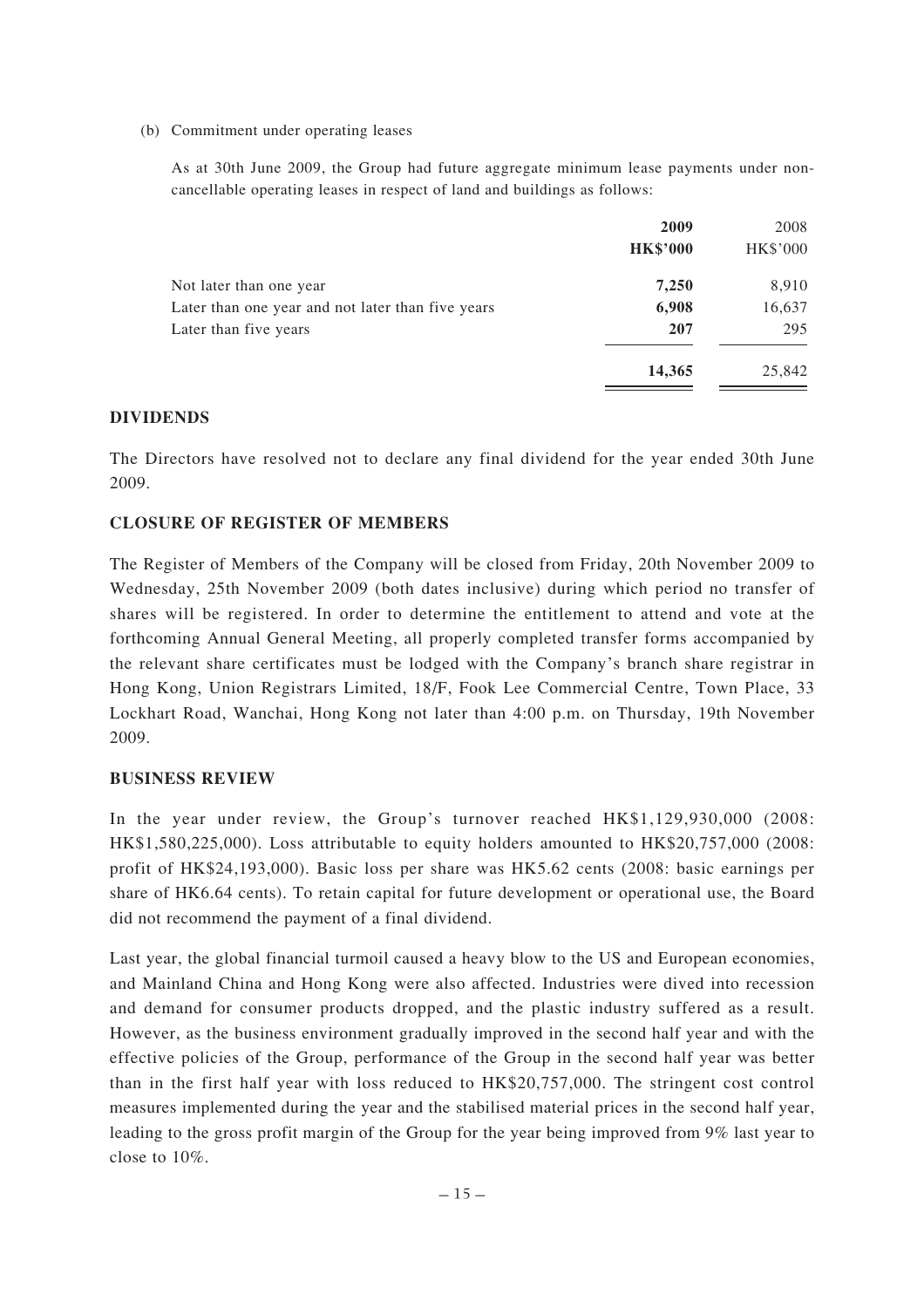(b) Commitment under operating leases

As at 30th June 2009, the Group had future aggregate minimum lease payments under non-cancellable operating leases in respect of land and buildings as follows:

| | **2009** | 2008 |
|---|---|---|
| | **HK$'000** | HK$'000 |
| Not later than one year | **7,250** | 8,910 |
| Later than one year and not later than five years | **6,908** | 16,637 |
| Later than five years | **207** | 295 |
| | **14,365** | 25,842 |

## DIVIDENDS

The Directors have resolved not to declare any final dividend for the year ended 30th June 2009.

## CLOSURE OF REGISTER OF MEMBERS

The Register of Members of the Company will be closed from Friday, 20th November 2009 to Wednesday, 25th November 2009 (both dates inclusive) during which period no transfer of shares will be registered. In order to determine the entitlement to attend and vote at the forthcoming Annual General Meeting, all properly completed transfer forms accompanied by the relevant share certificates must be lodged with the Company's branch share registrar in Hong Kong, Union Registrars Limited, 18/F, Fook Lee Commercial Centre, Town Place, 33 Lockhart Road, Wanchai, Hong Kong not later than 4:00 p.m. on Thursday, 19th November 2009.

## BUSINESS REVIEW

In the year under review, the Group's turnover reached HK$1,129,930,000 (2008: HK$1,580,225,000). Loss attributable to equity holders amounted to HK$20,757,000 (2008: profit of HK$24,193,000). Basic loss per share was HK5.62 cents (2008: basic earnings per share of HK6.64 cents). To retain capital for future development or operational use, the Board did not recommend the payment of a final dividend.

Last year, the global financial turmoil caused a heavy blow to the US and European economies, and Mainland China and Hong Kong were also affected. Industries were dived into recession and demand for consumer products dropped, and the plastic industry suffered as a result. However, as the business environment gradually improved in the second half year and with the effective policies of the Group, performance of the Group in the second half year was better than in the first half year with loss reduced to HK$20,757,000. The stringent cost control measures implemented during the year and the stabilised material prices in the second half year, leading to the gross profit margin of the Group for the year being improved from 9% last year to close to 10%.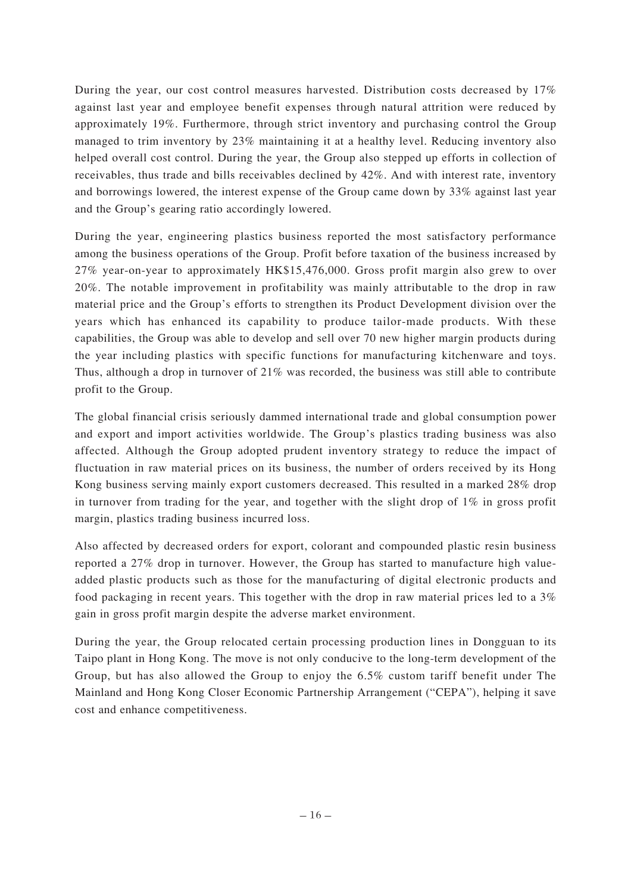During the year, our cost control measures harvested. Distribution costs decreased by 17% against last year and employee benefit expenses through natural attrition were reduced by approximately 19%. Furthermore, through strict inventory and purchasing control the Group managed to trim inventory by 23% maintaining it at a healthy level. Reducing inventory also helped overall cost control. During the year, the Group also stepped up efforts in collection of receivables, thus trade and bills receivables declined by 42%. And with interest rate, inventory and borrowings lowered, the interest expense of the Group came down by 33% against last year and the Group's gearing ratio accordingly lowered.

During the year, engineering plastics business reported the most satisfactory performance among the business operations of the Group. Profit before taxation of the business increased by 27% year-on-year to approximately HK$15,476,000. Gross profit margin also grew to over 20%. The notable improvement in profitability was mainly attributable to the drop in raw material price and the Group's efforts to strengthen its Product Development division over the years which has enhanced its capability to produce tailor-made products. With these capabilities, the Group was able to develop and sell over 70 new higher margin products during the year including plastics with specific functions for manufacturing kitchenware and toys. Thus, although a drop in turnover of 21% was recorded, the business was still able to contribute profit to the Group.

The global financial crisis seriously dammed international trade and global consumption power and export and import activities worldwide. The Group's plastics trading business was also affected. Although the Group adopted prudent inventory strategy to reduce the impact of fluctuation in raw material prices on its business, the number of orders received by its Hong Kong business serving mainly export customers decreased. This resulted in a marked 28% drop in turnover from trading for the year, and together with the slight drop of 1% in gross profit margin, plastics trading business incurred loss.

Also affected by decreased orders for export, colorant and compounded plastic resin business reported a 27% drop in turnover. However, the Group has started to manufacture high value-added plastic products such as those for the manufacturing of digital electronic products and food packaging in recent years. This together with the drop in raw material prices led to a 3% gain in gross profit margin despite the adverse market environment.

During the year, the Group relocated certain processing production lines in Dongguan to its Taipo plant in Hong Kong. The move is not only conducive to the long-term development of the Group, but has also allowed the Group to enjoy the 6.5% custom tariff benefit under The Mainland and Hong Kong Closer Economic Partnership Arrangement ("CEPA"), helping it save cost and enhance competitiveness.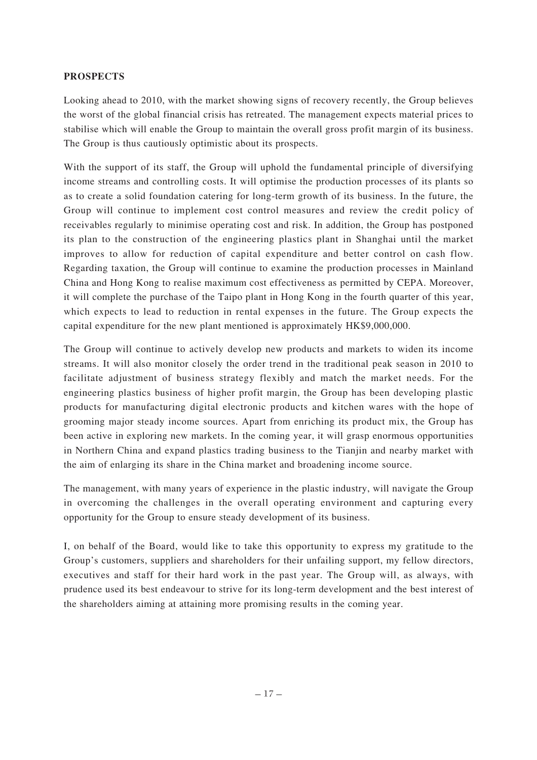## PROSPECTS

Looking ahead to 2010, with the market showing signs of recovery recently, the Group believes the worst of the global financial crisis has retreated. The management expects material prices to stabilise which will enable the Group to maintain the overall gross profit margin of its business. The Group is thus cautiously optimistic about its prospects.

With the support of its staff, the Group will uphold the fundamental principle of diversifying income streams and controlling costs. It will optimise the production processes of its plants so as to create a solid foundation catering for long-term growth of its business. In the future, the Group will continue to implement cost control measures and review the credit policy of receivables regularly to minimise operating cost and risk. In addition, the Group has postponed its plan to the construction of the engineering plastics plant in Shanghai until the market improves to allow for reduction of capital expenditure and better control on cash flow. Regarding taxation, the Group will continue to examine the production processes in Mainland China and Hong Kong to realise maximum cost effectiveness as permitted by CEPA. Moreover, it will complete the purchase of the Taipo plant in Hong Kong in the fourth quarter of this year, which expects to lead to reduction in rental expenses in the future. The Group expects the capital expenditure for the new plant mentioned is approximately HK$9,000,000.

The Group will continue to actively develop new products and markets to widen its income streams. It will also monitor closely the order trend in the traditional peak season in 2010 to facilitate adjustment of business strategy flexibly and match the market needs. For the engineering plastics business of higher profit margin, the Group has been developing plastic products for manufacturing digital electronic products and kitchen wares with the hope of grooming major steady income sources. Apart from enriching its product mix, the Group has been active in exploring new markets. In the coming year, it will grasp enormous opportunities in Northern China and expand plastics trading business to the Tianjin and nearby market with the aim of enlarging its share in the China market and broadening income source.

The management, with many years of experience in the plastic industry, will navigate the Group in overcoming the challenges in the overall operating environment and capturing every opportunity for the Group to ensure steady development of its business.

I, on behalf of the Board, would like to take this opportunity to express my gratitude to the Group's customers, suppliers and shareholders for their unfailing support, my fellow directors, executives and staff for their hard work in the past year. The Group will, as always, with prudence used its best endeavour to strive for its long-term development and the best interest of the shareholders aiming at attaining more promising results in the coming year.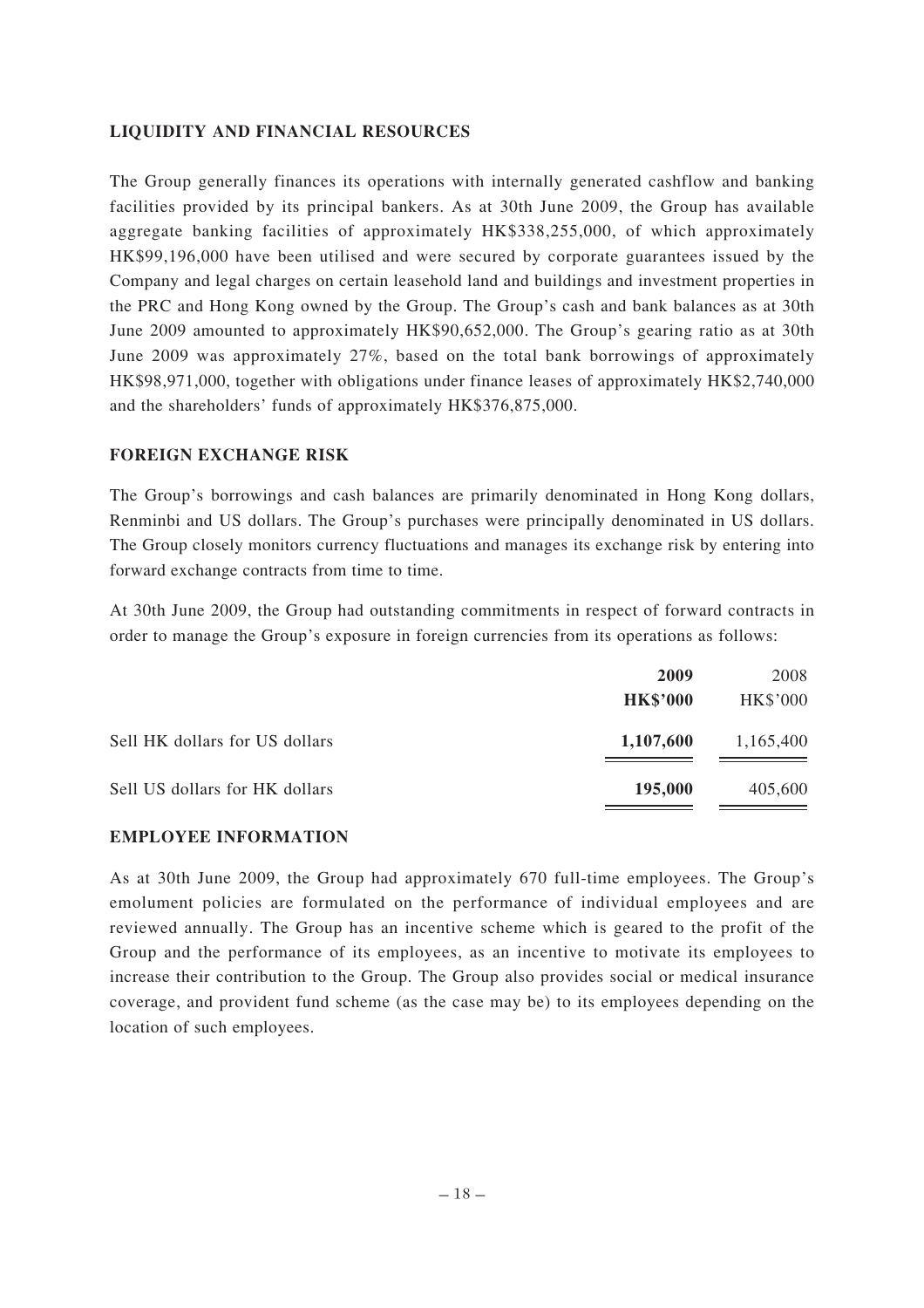## LIQUIDITY AND FINANCIAL RESOURCES

The Group generally finances its operations with internally generated cashflow and banking facilities provided by its principal bankers. As at 30th June 2009, the Group has available aggregate banking facilities of approximately HK$338,255,000, of which approximately HK$99,196,000 have been utilised and were secured by corporate guarantees issued by the Company and legal charges on certain leasehold land and buildings and investment properties in the PRC and Hong Kong owned by the Group. The Group's cash and bank balances as at 30th June 2009 amounted to approximately HK$90,652,000. The Group's gearing ratio as at 30th June 2009 was approximately 27%, based on the total bank borrowings of approximately HK$98,971,000, together with obligations under finance leases of approximately HK$2,740,000 and the shareholders' funds of approximately HK$376,875,000.

## FOREIGN EXCHANGE RISK

The Group's borrowings and cash balances are primarily denominated in Hong Kong dollars, Renminbi and US dollars. The Group's purchases were principally denominated in US dollars. The Group closely monitors currency fluctuations and manages its exchange risk by entering into forward exchange contracts from time to time.

At 30th June 2009, the Group had outstanding commitments in respect of forward contracts in order to manage the Group's exposure in foreign currencies from its operations as follows:

| | **2009** | 2008 |
|---|---|---|
| | **HK$'000** | HK$'000 |
| Sell HK dollars for US dollars | **1,107,600** | 1,165,400 |
| Sell US dollars for HK dollars | **195,000** | 405,600 |

## EMPLOYEE INFORMATION

As at 30th June 2009, the Group had approximately 670 full-time employees. The Group's emolument policies are formulated on the performance of individual employees and are reviewed annually. The Group has an incentive scheme which is geared to the profit of the Group and the performance of its employees, as an incentive to motivate its employees to increase their contribution to the Group. The Group also provides social or medical insurance coverage, and provident fund scheme (as the case may be) to its employees depending on the location of such employees.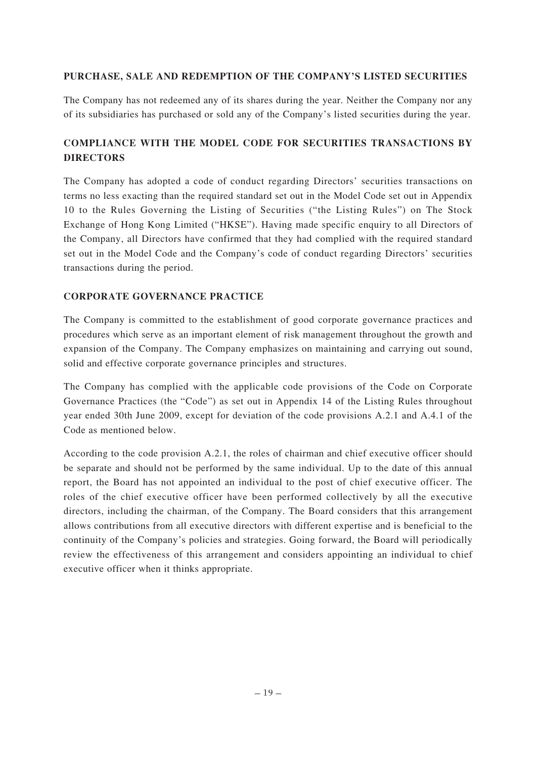## PURCHASE, SALE AND REDEMPTION OF THE COMPANY'S LISTED SECURITIES

The Company has not redeemed any of its shares during the year. Neither the Company nor any of its subsidiaries has purchased or sold any of the Company's listed securities during the year.

## COMPLIANCE WITH THE MODEL CODE FOR SECURITIES TRANSACTIONS BY DIRECTORS

The Company has adopted a code of conduct regarding Directors' securities transactions on terms no less exacting than the required standard set out in the Model Code set out in Appendix 10 to the Rules Governing the Listing of Securities ("the Listing Rules") on The Stock Exchange of Hong Kong Limited ("HKSE"). Having made specific enquiry to all Directors of the Company, all Directors have confirmed that they had complied with the required standard set out in the Model Code and the Company's code of conduct regarding Directors' securities transactions during the period.

## CORPORATE GOVERNANCE PRACTICE

The Company is committed to the establishment of good corporate governance practices and procedures which serve as an important element of risk management throughout the growth and expansion of the Company. The Company emphasizes on maintaining and carrying out sound, solid and effective corporate governance principles and structures.

The Company has complied with the applicable code provisions of the Code on Corporate Governance Practices (the "Code") as set out in Appendix 14 of the Listing Rules throughout year ended 30th June 2009, except for deviation of the code provisions A.2.1 and A.4.1 of the Code as mentioned below.

According to the code provision A.2.1, the roles of chairman and chief executive officer should be separate and should not be performed by the same individual. Up to the date of this annual report, the Board has not appointed an individual to the post of chief executive officer. The roles of the chief executive officer have been performed collectively by all the executive directors, including the chairman, of the Company. The Board considers that this arrangement allows contributions from all executive directors with different expertise and is beneficial to the continuity of the Company's policies and strategies. Going forward, the Board will periodically review the effectiveness of this arrangement and considers appointing an individual to chief executive officer when it thinks appropriate.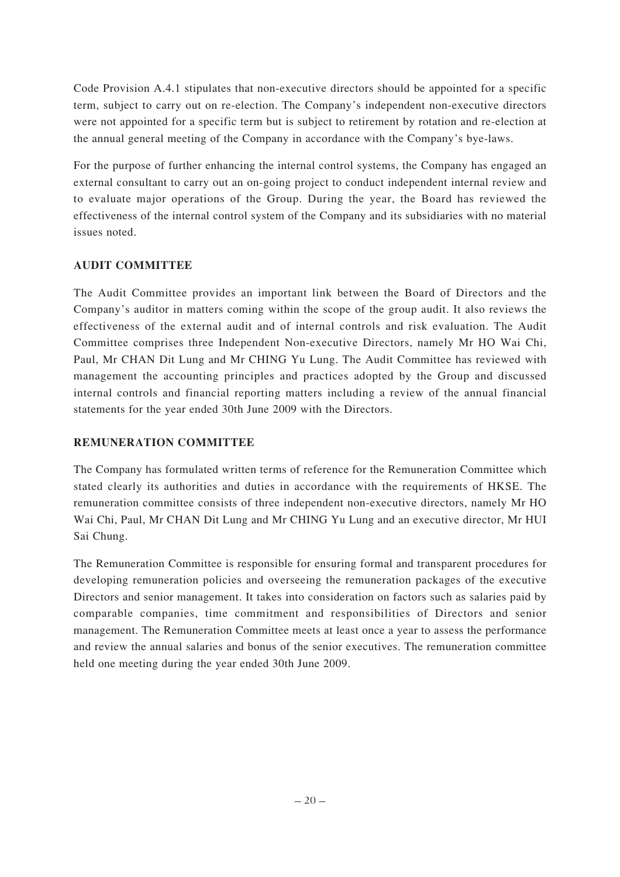Code Provision A.4.1 stipulates that non-executive directors should be appointed for a specific term, subject to carry out on re-election. The Company's independent non-executive directors were not appointed for a specific term but is subject to retirement by rotation and re-election at the annual general meeting of the Company in accordance with the Company's bye-laws.

For the purpose of further enhancing the internal control systems, the Company has engaged an external consultant to carry out an on-going project to conduct independent internal review and to evaluate major operations of the Group. During the year, the Board has reviewed the effectiveness of the internal control system of the Company and its subsidiaries with no material issues noted.

## AUDIT COMMITTEE

The Audit Committee provides an important link between the Board of Directors and the Company's auditor in matters coming within the scope of the group audit. It also reviews the effectiveness of the external audit and of internal controls and risk evaluation. The Audit Committee comprises three Independent Non-executive Directors, namely Mr HO Wai Chi, Paul, Mr CHAN Dit Lung and Mr CHING Yu Lung. The Audit Committee has reviewed with management the accounting principles and practices adopted by the Group and discussed internal controls and financial reporting matters including a review of the annual financial statements for the year ended 30th June 2009 with the Directors.

## REMUNERATION COMMITTEE

The Company has formulated written terms of reference for the Remuneration Committee which stated clearly its authorities and duties in accordance with the requirements of HKSE. The remuneration committee consists of three independent non-executive directors, namely Mr HO Wai Chi, Paul, Mr CHAN Dit Lung and Mr CHING Yu Lung and an executive director, Mr HUI Sai Chung.

The Remuneration Committee is responsible for ensuring formal and transparent procedures for developing remuneration policies and overseeing the remuneration packages of the executive Directors and senior management. It takes into consideration on factors such as salaries paid by comparable companies, time commitment and responsibilities of Directors and senior management. The Remuneration Committee meets at least once a year to assess the performance and review the annual salaries and bonus of the senior executives. The remuneration committee held one meeting during the year ended 30th June 2009.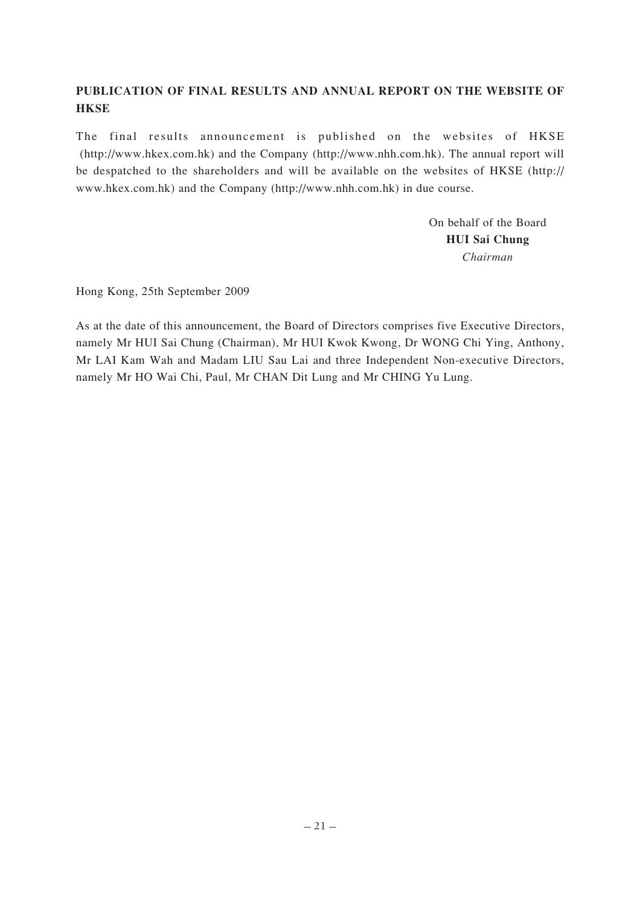## PUBLICATION OF FINAL RESULTS AND ANNUAL REPORT ON THE WEBSITE OF HKSE

The final results announcement is published on the websites of HKSE (http://www.hkex.com.hk) and the Company (http://www.nhh.com.hk). The annual report will be despatched to the shareholders and will be available on the websites of HKSE (http://www.hkex.com.hk) and the Company (http://www.nhh.com.hk) in due course.

On behalf of the Board
**HUI Sai Chung**
*Chairman*

Hong Kong, 25th September 2009

As at the date of this announcement, the Board of Directors comprises five Executive Directors, namely Mr HUI Sai Chung (Chairman), Mr HUI Kwok Kwong, Dr WONG Chi Ying, Anthony, Mr LAI Kam Wah and Madam LIU Sau Lai and three Independent Non-executive Directors, namely Mr HO Wai Chi, Paul, Mr CHAN Dit Lung and Mr CHING Yu Lung.